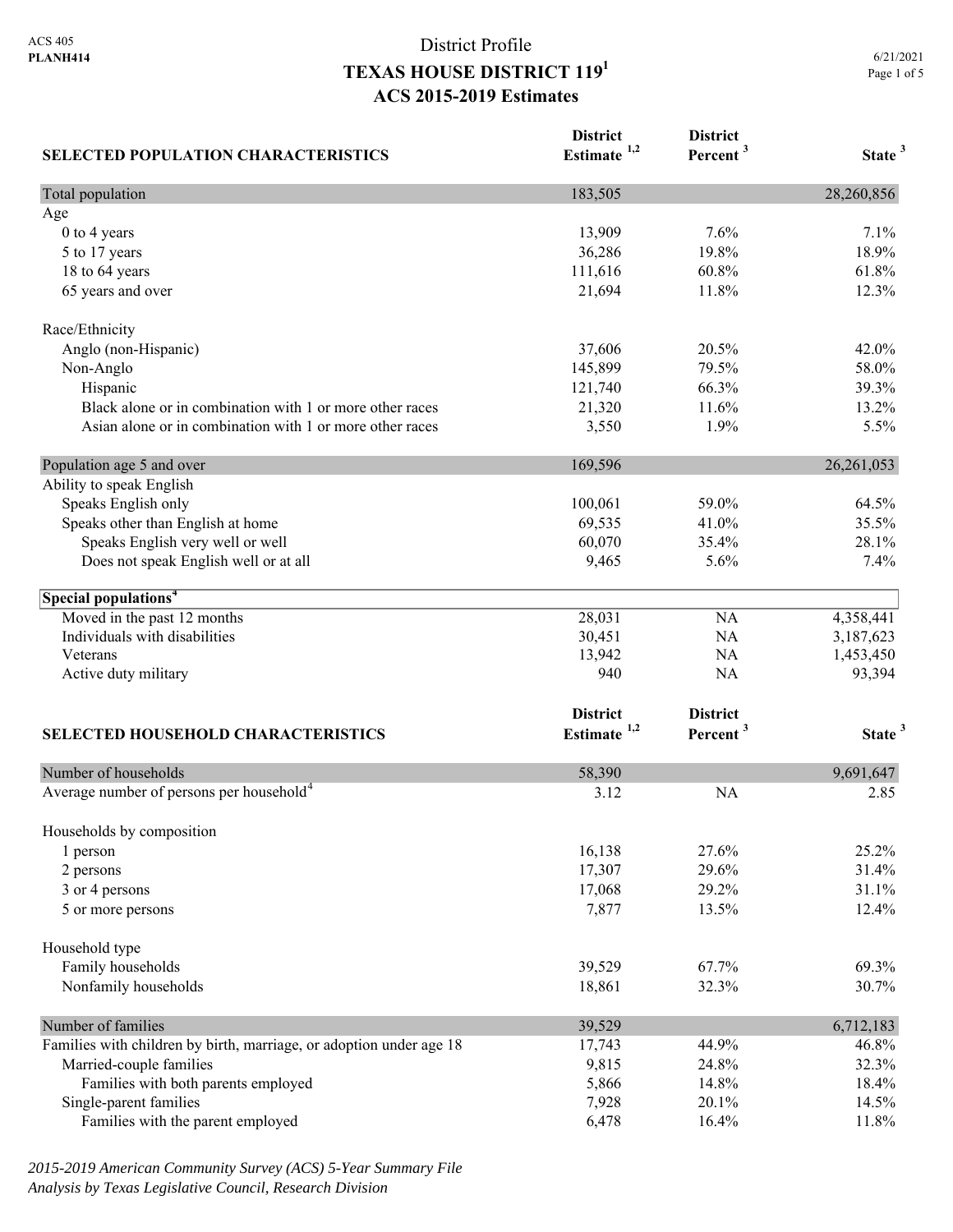ACS 405
**PLANH414**

# District Profile
# TEXAS HOUSE DISTRICT 119[1]
## ACS 2015-2019 Estimates

6/21/2021

| SELECTED POPULATION CHARACTERISTICS | District Estimate [1,2] | District Percent [3] | State [3] |
|---|---|---|---|
| Total population | 183,505 | | 28,260,856 |
| Age | | | |
| 0 to 4 years | 13,909 | 7.6% | 7.1% |
| 5 to 17 years | 36,286 | 19.8% | 18.9% |
| 18 to 64 years | 111,616 | 60.8% | 61.8% |
| 65 years and over | 21,694 | 11.8% | 12.3% |
| Race/Ethnicity | | | |
| Anglo (non-Hispanic) | 37,606 | 20.5% | 42.0% |
| Non-Anglo | 145,899 | 79.5% | 58.0% |
| Hispanic | 121,740 | 66.3% | 39.3% |
| Black alone or in combination with 1 or more other races | 21,320 | 11.6% | 13.2% |
| Asian alone or in combination with 1 or more other races | 3,550 | 1.9% | 5.5% |
| Population age 5 and over | 169,596 | | 26,261,053 |
| Ability to speak English | | | |
| Speaks English only | 100,061 | 59.0% | 64.5% |
| Speaks other than English at home | 69,535 | 41.0% | 35.5% |
| Speaks English very well or well | 60,070 | 35.4% | 28.1% |
| Does not speak English well or at all | 9,465 | 5.6% | 7.4% |
| **Special populations[4]** | | | |
| Moved in the past 12 months | 28,031 | NA | 4,358,441 |
| Individuals with disabilities | 30,451 | NA | 3,187,623 |
| Veterans | 13,942 | NA | 1,453,450 |
| Active duty military | 940 | NA | 93,394 |

| SELECTED HOUSEHOLD CHARACTERISTICS | District Estimate [1,2] | District Percent [3] | State [3] |
|---|---|---|---|
| Number of households | 58,390 | | 9,691,647 |
| Average number of persons per household[4] | 3.12 | NA | 2.85 |
| Households by composition | | | |
| 1 person | 16,138 | 27.6% | 25.2% |
| 2 persons | 17,307 | 29.6% | 31.4% |
| 3 or 4 persons | 17,068 | 29.2% | 31.1% |
| 5 or more persons | 7,877 | 13.5% | 12.4% |
| Household type | | | |
| Family households | 39,529 | 67.7% | 69.3% |
| Nonfamily households | 18,861 | 32.3% | 30.7% |
| Number of families | 39,529 | | 6,712,183 |
| Families with children by birth, marriage, or adoption under age 18 | 17,743 | 44.9% | 46.8% |
| Married-couple families | 9,815 | 24.8% | 32.3% |
| Families with both parents employed | 5,866 | 14.8% | 18.4% |
| Single-parent families | 7,928 | 20.1% | 14.5% |
| Families with the parent employed | 6,478 | 16.4% | 11.8% |

*2015-2019 American Community Survey (ACS) 5-Year Summary File*
*Analysis by Texas Legislative Council, Research Division*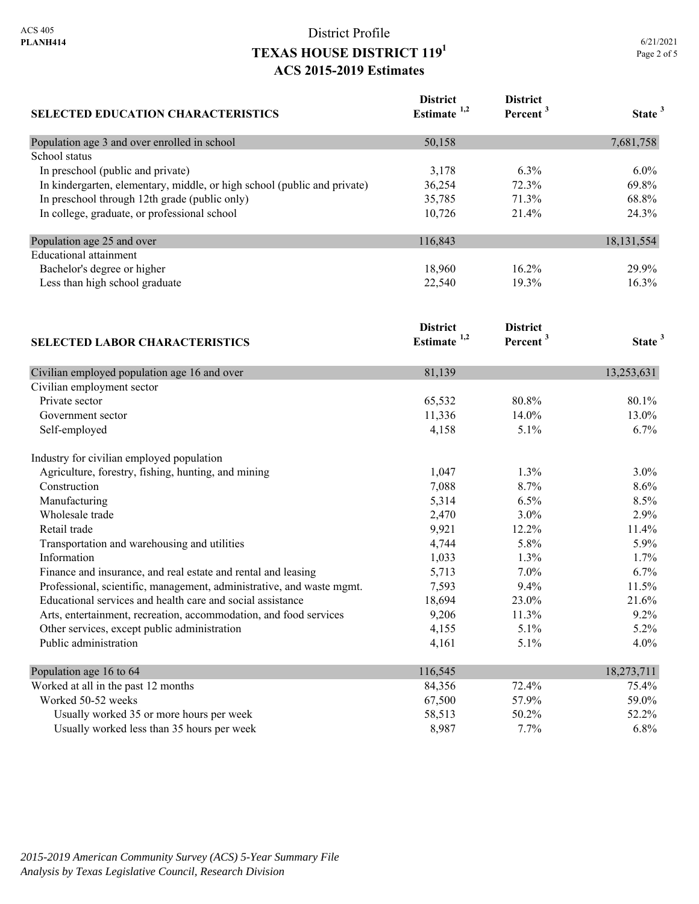ACS 405
**PLANH414**

# District Profile
# TEXAS HOUSE DISTRICT 119[1]
## ACS 2015-2019 Estimates

6/21/2021

| SELECTED EDUCATION CHARACTERISTICS | District Estimate [1,2] | District Percent [3] | State [3] |
|---|---|---|---|
| Population age 3 and over enrolled in school | 50,158 | | 7,681,758 |
| School status | | | |
| In preschool (public and private) | 3,178 | 6.3% | 6.0% |
| In kindergarten, elementary, middle, or high school (public and private) | 36,254 | 72.3% | 69.8% |
| In preschool through 12th grade (public only) | 35,785 | 71.3% | 68.8% |
| In college, graduate, or professional school | 10,726 | 21.4% | 24.3% |
| Population age 25 and over | 116,843 | | 18,131,554 |
| Educational attainment | | | |
| Bachelor's degree or higher | 18,960 | 16.2% | 29.9% |
| Less than high school graduate | 22,540 | 19.3% | 16.3% |

| SELECTED LABOR CHARACTERISTICS | District Estimate [1,2] | District Percent [3] | State [3] |
|---|---|---|---|
| Civilian employed population age 16 and over | 81,139 | | 13,253,631 |
| Civilian employment sector | | | |
| Private sector | 65,532 | 80.8% | 80.1% |
| Government sector | 11,336 | 14.0% | 13.0% |
| Self-employed | 4,158 | 5.1% | 6.7% |
| Industry for civilian employed population | | | |
| Agriculture, forestry, fishing, hunting, and mining | 1,047 | 1.3% | 3.0% |
| Construction | 7,088 | 8.7% | 8.6% |
| Manufacturing | 5,314 | 6.5% | 8.5% |
| Wholesale trade | 2,470 | 3.0% | 2.9% |
| Retail trade | 9,921 | 12.2% | 11.4% |
| Transportation and warehousing and utilities | 4,744 | 5.8% | 5.9% |
| Information | 1,033 | 1.3% | 1.7% |
| Finance and insurance, and real estate and rental and leasing | 5,713 | 7.0% | 6.7% |
| Professional, scientific, management, administrative, and waste mgmt. | 7,593 | 9.4% | 11.5% |
| Educational services and health care and social assistance | 18,694 | 23.0% | 21.6% |
| Arts, entertainment, recreation, accommodation, and food services | 9,206 | 11.3% | 9.2% |
| Other services, except public administration | 4,155 | 5.1% | 5.2% |
| Public administration | 4,161 | 5.1% | 4.0% |
| Population age 16 to 64 | 116,545 | | 18,273,711 |
| Worked at all in the past 12 months | 84,356 | 72.4% | 75.4% |
| Worked 50-52 weeks | 67,500 | 57.9% | 59.0% |
| Usually worked 35 or more hours per week | 58,513 | 50.2% | 52.2% |
| Usually worked less than 35 hours per week | 8,987 | 7.7% | 6.8% |

*2015-2019 American Community Survey (ACS) 5-Year Summary File*
*Analysis by Texas Legislative Council, Research Division*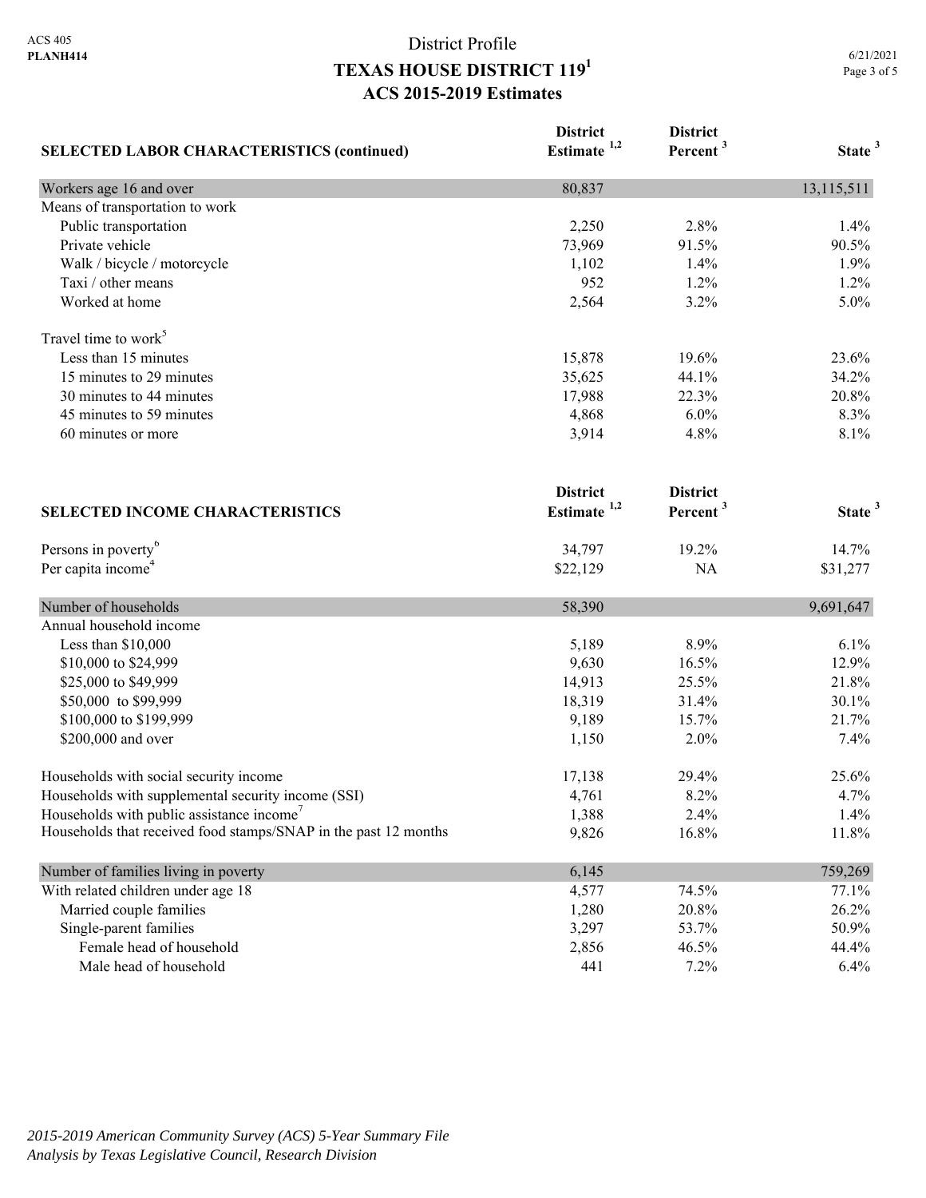# District Profile
## TEXAS HOUSE DISTRICT 119[1]
### ACS 2015-2019 Estimates

| SELECTED LABOR CHARACTERISTICS (continued) | District Estimate [1,2] | District Percent [3] | State [3] |
|---|---|---|---|
| Workers age 16 and over | 80,837 | | 13,115,511 |
| Means of transportation to work | | | |
| Public transportation | 2,250 | 2.8% | 1.4% |
| Private vehicle | 73,969 | 91.5% | 90.5% |
| Walk / bicycle / motorcycle | 1,102 | 1.4% | 1.9% |
| Taxi / other means | 952 | 1.2% | 1.2% |
| Worked at home | 2,564 | 3.2% | 5.0% |
| Travel time to work[5] | | | |
| Less than 15 minutes | 15,878 | 19.6% | 23.6% |
| 15 minutes to 29 minutes | 35,625 | 44.1% | 34.2% |
| 30 minutes to 44 minutes | 17,988 | 22.3% | 20.8% |
| 45 minutes to 59 minutes | 4,868 | 6.0% | 8.3% |
| 60 minutes or more | 3,914 | 4.8% | 8.1% |

| SELECTED INCOME CHARACTERISTICS | District Estimate [1,2] | District Percent [3] | State [3] |
|---|---|---|---|
| Persons in poverty[6] | 34,797 | 19.2% | 14.7% |
| Per capita income[4] | $22,129 | NA | $31,277 |
| Number of households | 58,390 | | 9,691,647 |
| Annual household income | | | |
| Less than $10,000 | 5,189 | 8.9% | 6.1% |
| $10,000 to $24,999 | 9,630 | 16.5% | 12.9% |
| $25,000 to $49,999 | 14,913 | 25.5% | 21.8% |
| $50,000 to $99,999 | 18,319 | 31.4% | 30.1% |
| $100,000 to $199,999 | 9,189 | 15.7% | 21.7% |
| $200,000 and over | 1,150 | 2.0% | 7.4% |
| Households with social security income | 17,138 | 29.4% | 25.6% |
| Households with supplemental security income (SSI) | 4,761 | 8.2% | 4.7% |
| Households with public assistance income[7] | 1,388 | 2.4% | 1.4% |
| Households that received food stamps/SNAP in the past 12 months | 9,826 | 16.8% | 11.8% |
| Number of families living in poverty | 6,145 | | 759,269 |
| With related children under age 18 | 4,577 | 74.5% | 77.1% |
| Married couple families | 1,280 | 20.8% | 26.2% |
| Single-parent families | 3,297 | 53.7% | 50.9% |
| Female head of household | 2,856 | 46.5% | 44.4% |
| Male head of household | 441 | 7.2% | 6.4% |

*2015-2019 American Community Survey (ACS) 5-Year Summary File*
*Analysis by Texas Legislative Council, Research Division*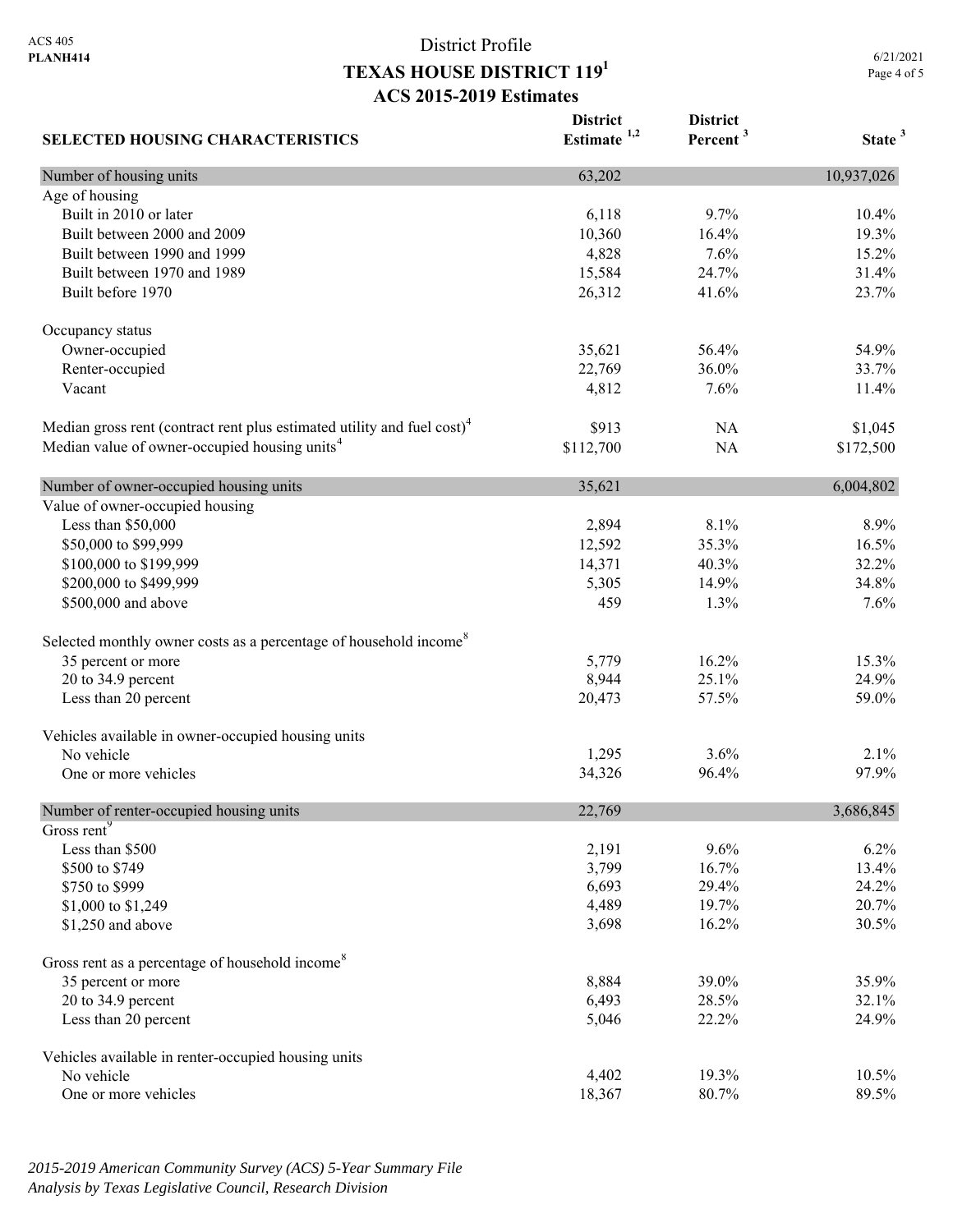ACS 405
**PLANH414**

# District Profile
## TEXAS HOUSE DISTRICT 119[1]
### ACS 2015-2019 Estimates

6/21/2021

| SELECTED HOUSING CHARACTERISTICS | District Estimate [1,2] | District Percent [3] | State [3] |
|---|---|---|---|
| Number of housing units | 63,202 | | 10,937,026 |
| Age of housing | | | |
| Built in 2010 or later | 6,118 | 9.7% | 10.4% |
| Built between 2000 and 2009 | 10,360 | 16.4% | 19.3% |
| Built between 1990 and 1999 | 4,828 | 7.6% | 15.2% |
| Built between 1970 and 1989 | 15,584 | 24.7% | 31.4% |
| Built before 1970 | 26,312 | 41.6% | 23.7% |
| Occupancy status | | | |
| Owner-occupied | 35,621 | 56.4% | 54.9% |
| Renter-occupied | 22,769 | 36.0% | 33.7% |
| Vacant | 4,812 | 7.6% | 11.4% |
| Median gross rent (contract rent plus estimated utility and fuel cost)[4] | $913 | NA | $1,045 |
| Median value of owner-occupied housing units[4] | $112,700 | NA | $172,500 |
| Number of owner-occupied housing units | 35,621 | | 6,004,802 |
| Value of owner-occupied housing | | | |
| Less than $50,000 | 2,894 | 8.1% | 8.9% |
| $50,000 to $99,999 | 12,592 | 35.3% | 16.5% |
| $100,000 to $199,999 | 14,371 | 40.3% | 32.2% |
| $200,000 to $499,999 | 5,305 | 14.9% | 34.8% |
| $500,000 and above | 459 | 1.3% | 7.6% |
| Selected monthly owner costs as a percentage of household income[8] | | | |
| 35 percent or more | 5,779 | 16.2% | 15.3% |
| 20 to 34.9 percent | 8,944 | 25.1% | 24.9% |
| Less than 20 percent | 20,473 | 57.5% | 59.0% |
| Vehicles available in owner-occupied housing units | | | |
| No vehicle | 1,295 | 3.6% | 2.1% |
| One or more vehicles | 34,326 | 96.4% | 97.9% |
| Number of renter-occupied housing units | 22,769 | | 3,686,845 |
| Gross rent[9] | | | |
| Less than $500 | 2,191 | 9.6% | 6.2% |
| $500 to $749 | 3,799 | 16.7% | 13.4% |
| $750 to $999 | 6,693 | 29.4% | 24.2% |
| $1,000 to $1,249 | 4,489 | 19.7% | 20.7% |
| $1,250 and above | 3,698 | 16.2% | 30.5% |
| Gross rent as a percentage of household income[8] | | | |
| 35 percent or more | 8,884 | 39.0% | 35.9% |
| 20 to 34.9 percent | 6,493 | 28.5% | 32.1% |
| Less than 20 percent | 5,046 | 22.2% | 24.9% |
| Vehicles available in renter-occupied housing units | | | |
| No vehicle | 4,402 | 19.3% | 10.5% |
| One or more vehicles | 18,367 | 80.7% | 89.5% |

*2015-2019 American Community Survey (ACS) 5-Year Summary File*
*Analysis by Texas Legislative Council, Research Division*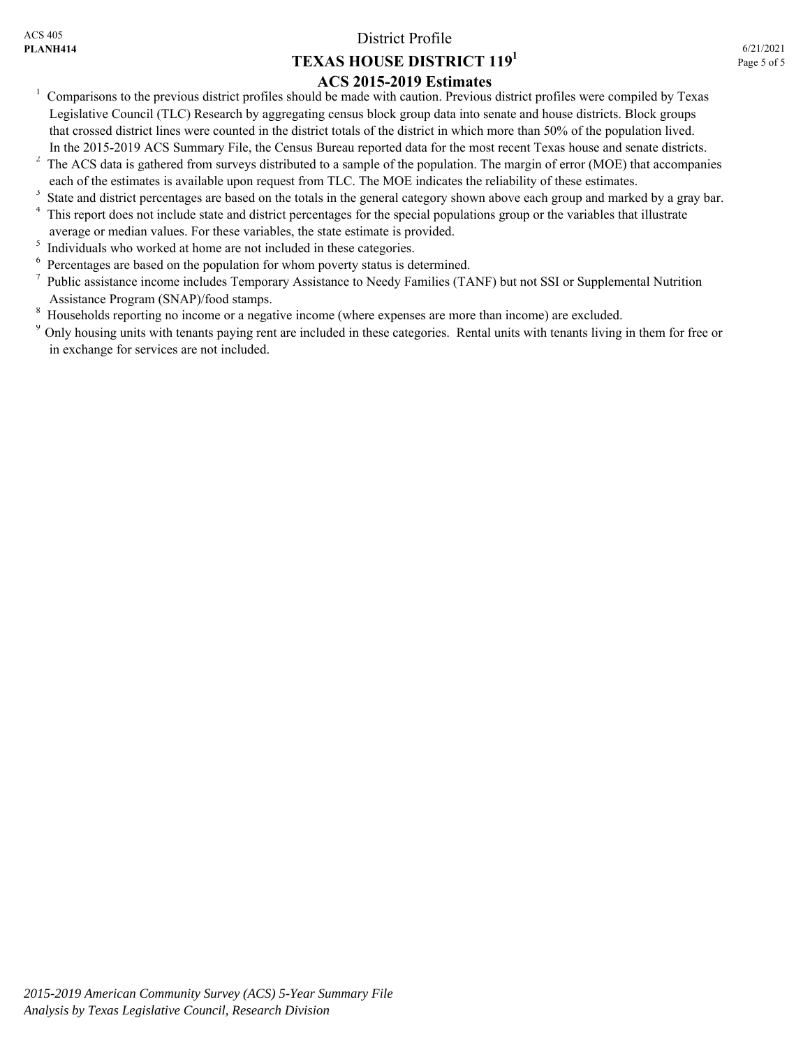[1] Comparisons to the previous district profiles should be made with caution. Previous district profiles were compiled by Texas Legislative Council (TLC) Research by aggregating census block group data into senate and house districts. Block groups that crossed district lines were counted in the district totals of the district in which more than 50% of the population lived. In the 2015-2019 ACS Summary File, the Census Bureau reported data for the most recent Texas house and senate districts.

[2] The ACS data is gathered from surveys distributed to a sample of the population. The margin of error (MOE) that accompanies each of the estimates is available upon request from TLC. The MOE indicates the reliability of these estimates.

[3] State and district percentages are based on the totals in the general category shown above each group and marked by a gray bar.

[4] This report does not include state and district percentages for the special populations group or the variables that illustrate average or median values. For these variables, the state estimate is provided.

[5] Individuals who worked at home are not included in these categories.

[6] Percentages are based on the population for whom poverty status is determined.

[7] Public assistance income includes Temporary Assistance to Needy Families (TANF) but not SSI or Supplemental Nutrition Assistance Program (SNAP)/food stamps.

[8] Households reporting no income or a negative income (where expenses are more than income) are excluded.

[9] Only housing units with tenants paying rent are included in these categories. Rental units with tenants living in them for free or in exchange for services are not included.